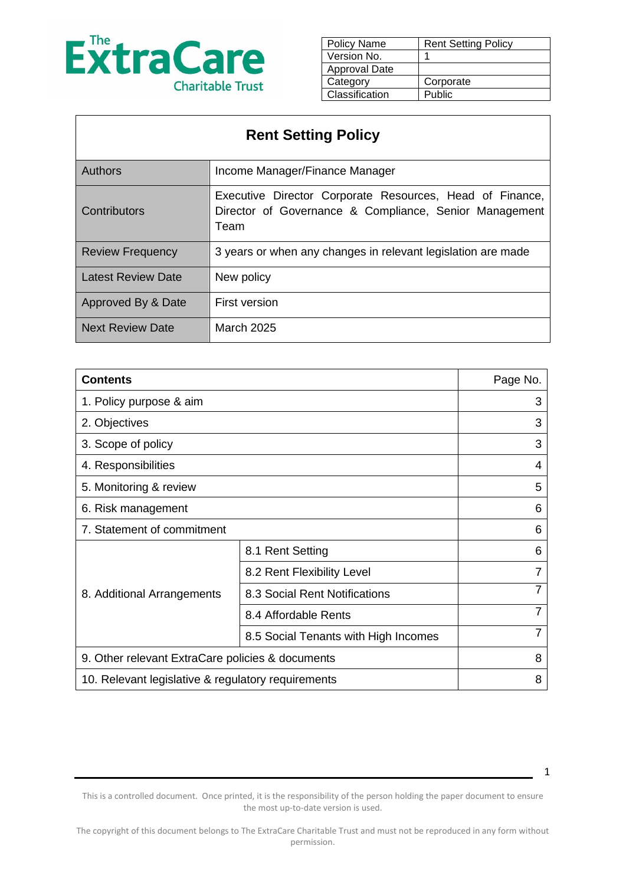The ExtraCare Charitable Trust

| Policy Name | Rent Setting Policy |
| --- | --- |
| Version No. | 1 |
| Approval Date | |
| Category | Corporate |
| Classification | Public |

# Rent Setting Policy

| | |
| --- | --- |
| Authors | Income Manager/Finance Manager |
| Contributors | Executive Director Corporate Resources, Head of Finance, Director of Governance & Compliance, Senior Management Team |
| Review Frequency | 3 years or when any changes in relevant legislation are made |
| Latest Review Date | New policy |
| Approved By & Date | First version |
| Next Review Date | March 2025 |

| Contents | | Page No. |
| --- | --- | --- |
| 1. Policy purpose & aim | | 3 |
| 2. Objectives | | 3 |
| 3. Scope of policy | | 3 |
| 4. Responsibilities | | 4 |
| 5. Monitoring & review | | 5 |
| 6. Risk management | | 6 |
| 7. Statement of commitment | | 6 |
| 8. Additional Arrangements | 8.1 Rent Setting | 6 |
| | 8.2 Rent Flexibility Level | 7 |
| | 8.3 Social Rent Notifications | 7 |
| | 8.4 Affordable Rents | 7 |
| | 8.5 Social Tenants with High Incomes | 7 |
| 9. Other relevant ExtraCare policies & documents | | 8 |
| 10. Relevant legislative & regulatory requirements | | 8 |

This is a controlled document. Once printed, it is the responsibility of the person holding the paper document to ensure the most up-to-date version is used.

The copyright of this document belongs to The ExtraCare Charitable Trust and must not be reproduced in any form without permission.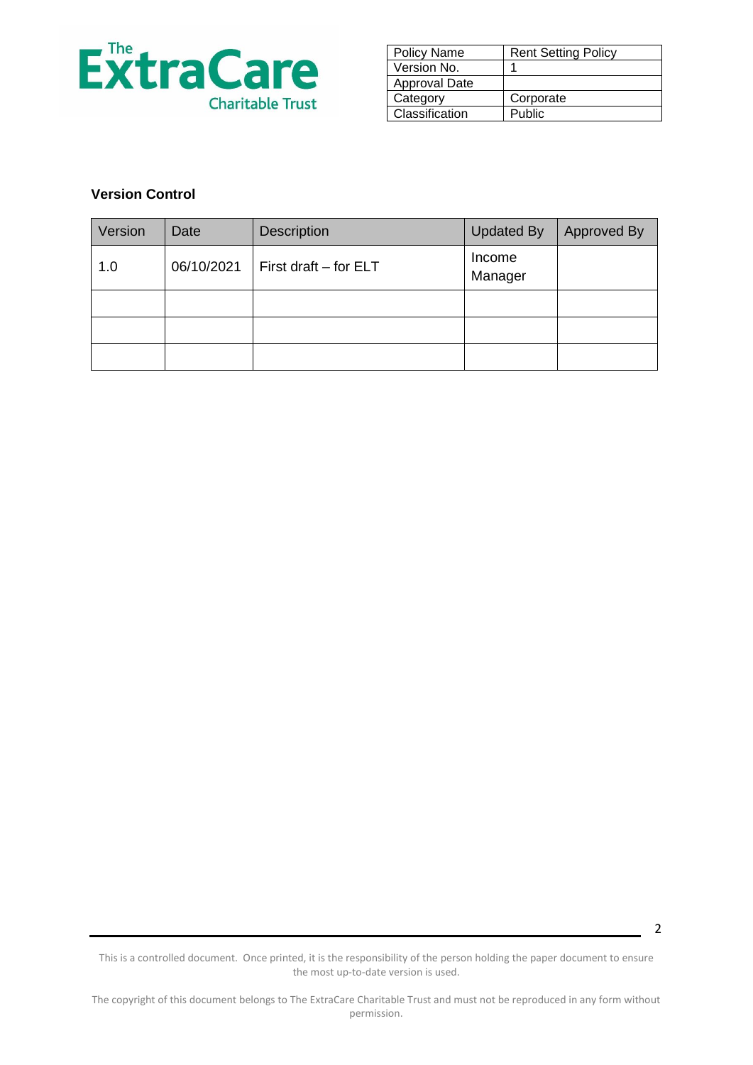| Policy Name | Rent Setting Policy |
|---|---|
| Version No. | 1 |
| Approval Date | |
| Category | Corporate |
| Classification | Public |

**Version Control**

| Version | Date | Description | Updated By | Approved By |
|---|---|---|---|---|
| 1.0 | 06/10/2021 | First draft – for ELT | Income Manager | |
| | | | | |
| | | | | |
| | | | | |

This is a controlled document. Once printed, it is the responsibility of the person holding the paper document to ensure the most up-to-date version is used.

The copyright of this document belongs to The ExtraCare Charitable Trust and must not be reproduced in any form without permission.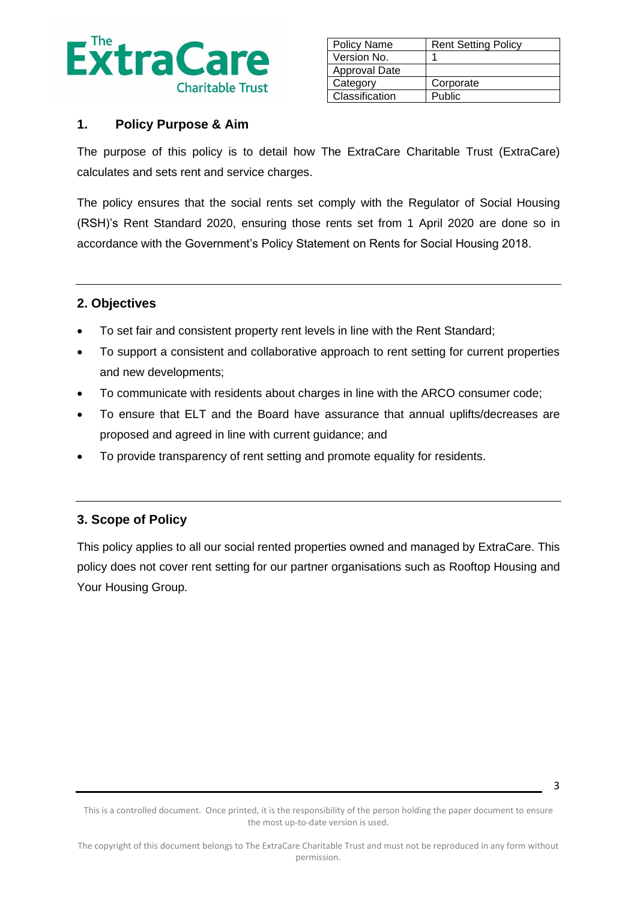| Policy Name | Rent Setting Policy |
| --- | --- |
| Version No. | 1 |
| Approval Date | |
| Category | Corporate |
| Classification | Public |

## 1. Policy Purpose & Aim

The purpose of this policy is to detail how The ExtraCare Charitable Trust (ExtraCare) calculates and sets rent and service charges.

The policy ensures that the social rents set comply with the Regulator of Social Housing (RSH)'s Rent Standard 2020, ensuring those rents set from 1 April 2020 are done so in accordance with the Government's Policy Statement on Rents for Social Housing 2018.

## 2. Objectives

- To set fair and consistent property rent levels in line with the Rent Standard;
- To support a consistent and collaborative approach to rent setting for current properties and new developments;
- To communicate with residents about charges in line with the ARCO consumer code;
- To ensure that ELT and the Board have assurance that annual uplifts/decreases are proposed and agreed in line with current guidance; and
- To provide transparency of rent setting and promote equality for residents.

## 3. Scope of Policy

This policy applies to all our social rented properties owned and managed by ExtraCare. This policy does not cover rent setting for our partner organisations such as Rooftop Housing and Your Housing Group.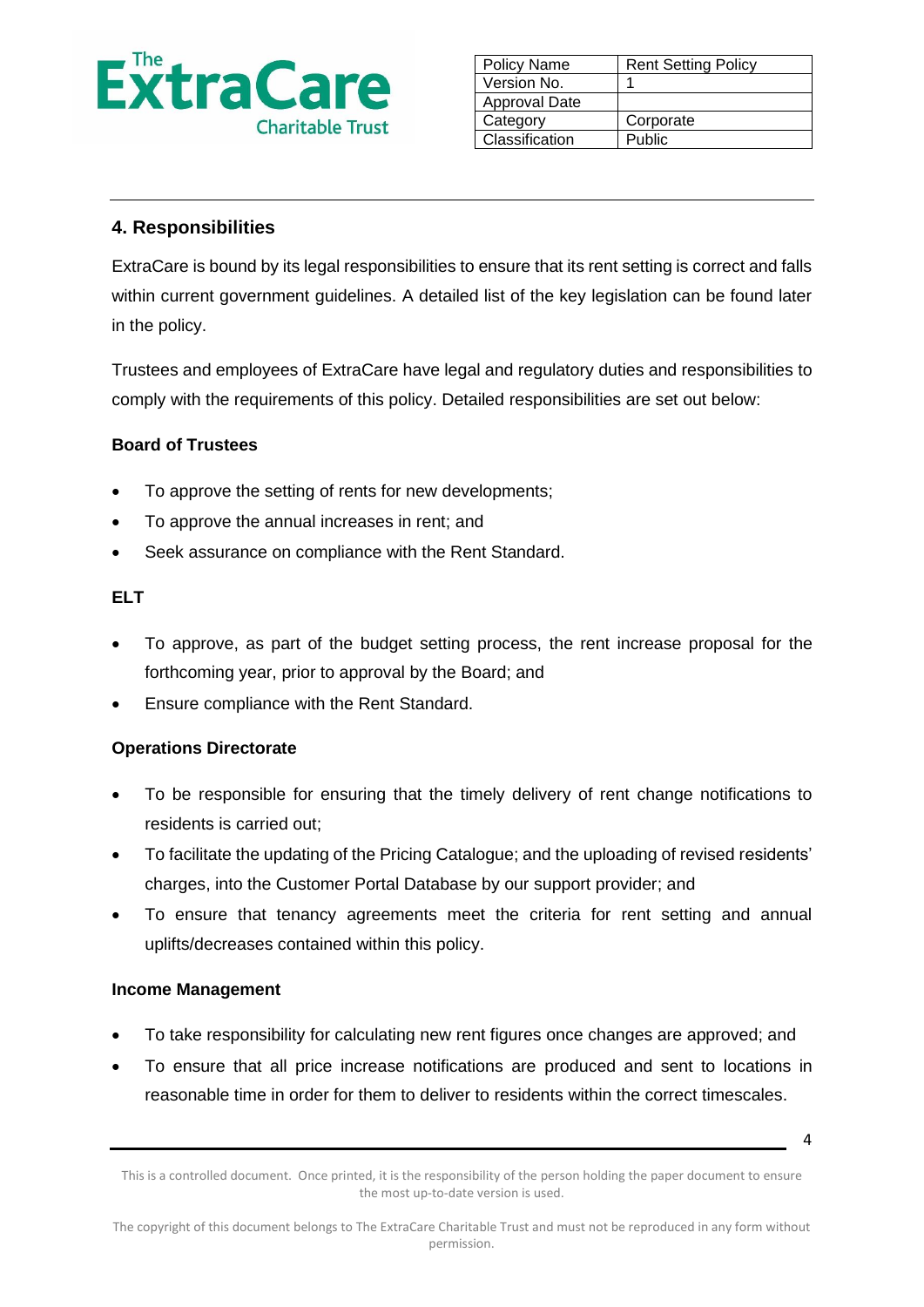## 4. Responsibilities

ExtraCare is bound by its legal responsibilities to ensure that its rent setting is correct and falls within current government guidelines. A detailed list of the key legislation can be found later in the policy.

Trustees and employees of ExtraCare have legal and regulatory duties and responsibilities to comply with the requirements of this policy. Detailed responsibilities are set out below:

**Board of Trustees**

- To approve the setting of rents for new developments;
- To approve the annual increases in rent; and
- Seek assurance on compliance with the Rent Standard.

**ELT**

- To approve, as part of the budget setting process, the rent increase proposal for the forthcoming year, prior to approval by the Board; and
- Ensure compliance with the Rent Standard.

**Operations Directorate**

- To be responsible for ensuring that the timely delivery of rent change notifications to residents is carried out;
- To facilitate the updating of the Pricing Catalogue; and the uploading of revised residents' charges, into the Customer Portal Database by our support provider; and
- To ensure that tenancy agreements meet the criteria for rent setting and annual uplifts/decreases contained within this policy.

**Income Management**

- To take responsibility for calculating new rent figures once changes are approved; and
- To ensure that all price increase notifications are produced and sent to locations in reasonable time in order for them to deliver to residents within the correct timescales.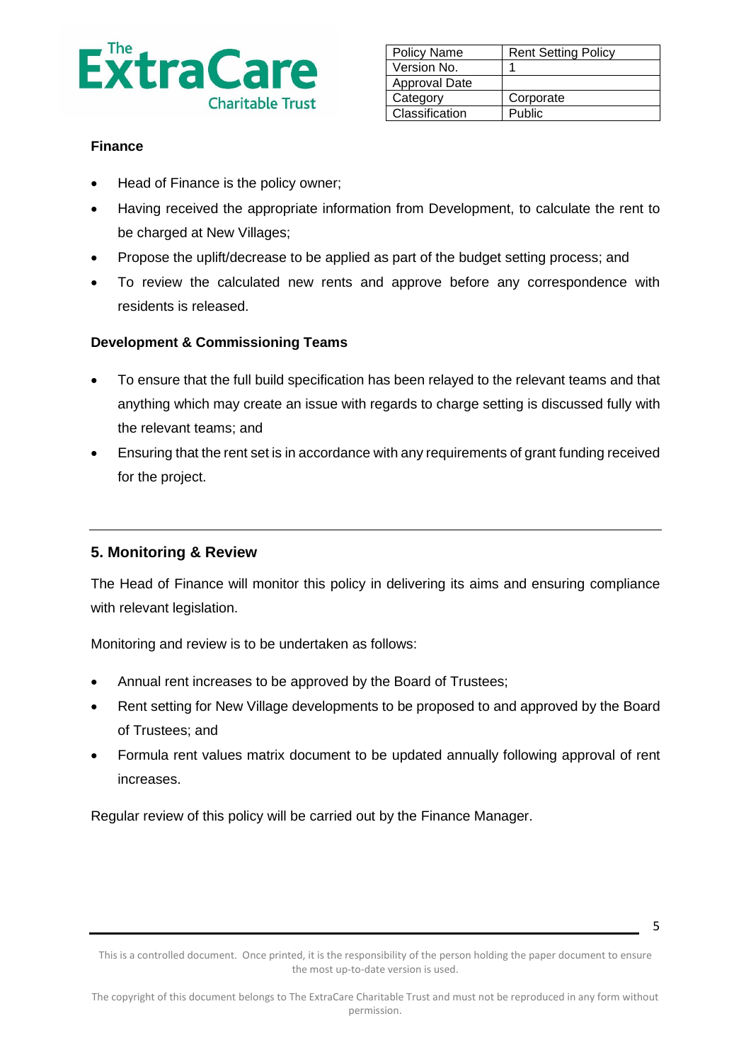#### Finance

- Head of Finance is the policy owner;
- Having received the appropriate information from Development, to calculate the rent to be charged at New Villages;
- Propose the uplift/decrease to be applied as part of the budget setting process; and
- To review the calculated new rents and approve before any correspondence with residents is released.

#### Development & Commissioning Teams

- To ensure that the full build specification has been relayed to the relevant teams and that anything which may create an issue with regards to charge setting is discussed fully with the relevant teams; and
- Ensuring that the rent set is in accordance with any requirements of grant funding received for the project.

---

## 5. Monitoring & Review

The Head of Finance will monitor this policy in delivering its aims and ensuring compliance with relevant legislation.

Monitoring and review is to be undertaken as follows:

- Annual rent increases to be approved by the Board of Trustees;
- Rent setting for New Village developments to be proposed to and approved by the Board of Trustees; and
- Formula rent values matrix document to be updated annually following approval of rent increases.

Regular review of this policy will be carried out by the Finance Manager.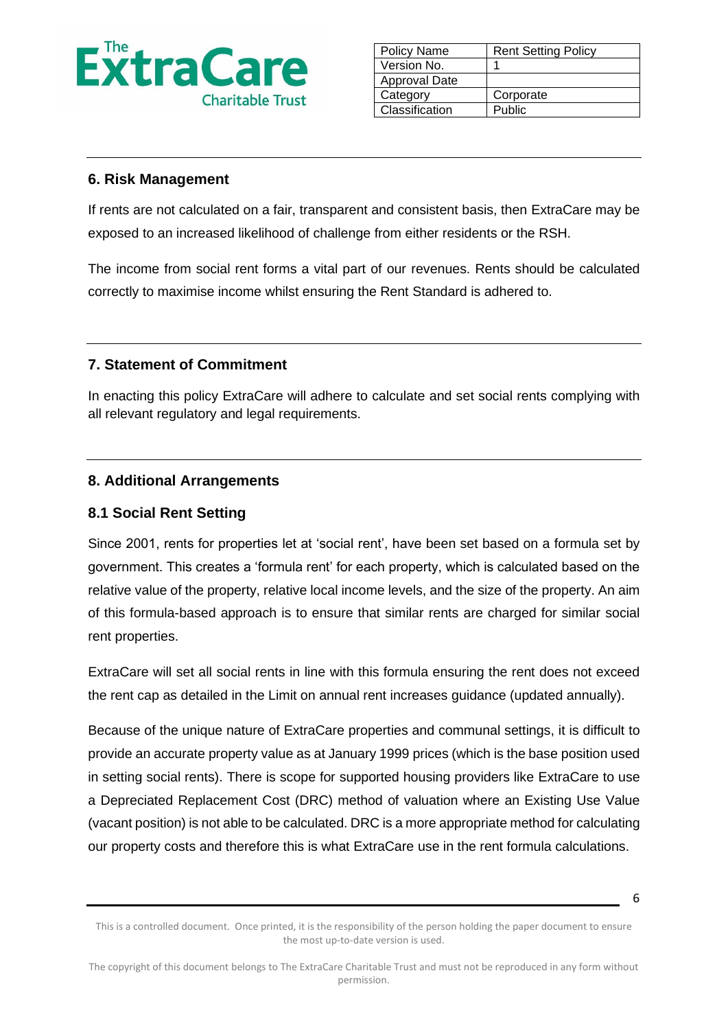## 6. Risk Management

If rents are not calculated on a fair, transparent and consistent basis, then ExtraCare may be exposed to an increased likelihood of challenge from either residents or the RSH.

The income from social rent forms a vital part of our revenues. Rents should be calculated correctly to maximise income whilst ensuring the Rent Standard is adhered to.

## 7. Statement of Commitment

In enacting this policy ExtraCare will adhere to calculate and set social rents complying with all relevant regulatory and legal requirements.

## 8. Additional Arrangements

### 8.1 Social Rent Setting

Since 2001, rents for properties let at 'social rent', have been set based on a formula set by government. This creates a 'formula rent' for each property, which is calculated based on the relative value of the property, relative local income levels, and the size of the property. An aim of this formula-based approach is to ensure that similar rents are charged for similar social rent properties.

ExtraCare will set all social rents in line with this formula ensuring the rent does not exceed the rent cap as detailed in the Limit on annual rent increases guidance (updated annually).

Because of the unique nature of ExtraCare properties and communal settings, it is difficult to provide an accurate property value as at January 1999 prices (which is the base position used in setting social rents). There is scope for supported housing providers like ExtraCare to use a Depreciated Replacement Cost (DRC) method of valuation where an Existing Use Value (vacant position) is not able to be calculated. DRC is a more appropriate method for calculating our property costs and therefore this is what ExtraCare use in the rent formula calculations.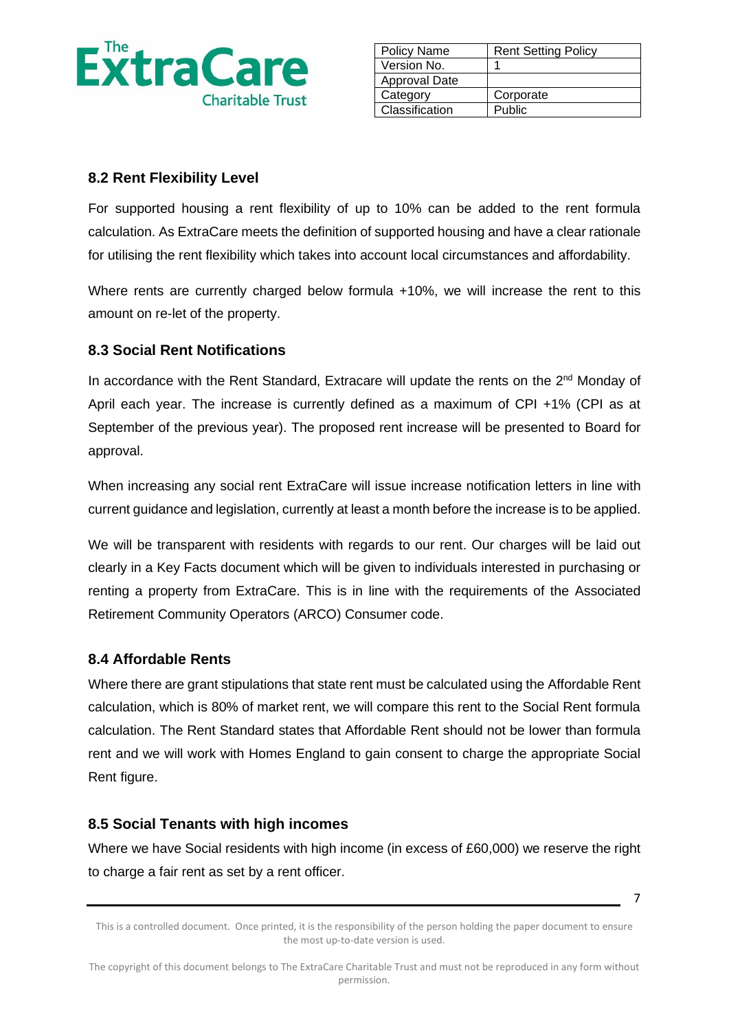| Policy Name | Rent Setting Policy |
|---|---|
| Version No. | 1 |
| Approval Date | |
| Category | Corporate |
| Classification | Public |

### 8.2 Rent Flexibility Level

For supported housing a rent flexibility of up to 10% can be added to the rent formula calculation. As ExtraCare meets the definition of supported housing and have a clear rationale for utilising the rent flexibility which takes into account local circumstances and affordability.

Where rents are currently charged below formula +10%, we will increase the rent to this amount on re-let of the property.

### 8.3 Social Rent Notifications

In accordance with the Rent Standard, Extracare will update the rents on the 2nd Monday of April each year. The increase is currently defined as a maximum of CPI +1% (CPI as at September of the previous year). The proposed rent increase will be presented to Board for approval.

When increasing any social rent ExtraCare will issue increase notification letters in line with current guidance and legislation, currently at least a month before the increase is to be applied.

We will be transparent with residents with regards to our rent. Our charges will be laid out clearly in a Key Facts document which will be given to individuals interested in purchasing or renting a property from ExtraCare. This is in line with the requirements of the Associated Retirement Community Operators (ARCO) Consumer code.

### 8.4 Affordable Rents

Where there are grant stipulations that state rent must be calculated using the Affordable Rent calculation, which is 80% of market rent, we will compare this rent to the Social Rent formula calculation. The Rent Standard states that Affordable Rent should not be lower than formula rent and we will work with Homes England to gain consent to charge the appropriate Social Rent figure.

### 8.5 Social Tenants with high incomes

Where we have Social residents with high income (in excess of £60,000) we reserve the right to charge a fair rent as set by a rent officer.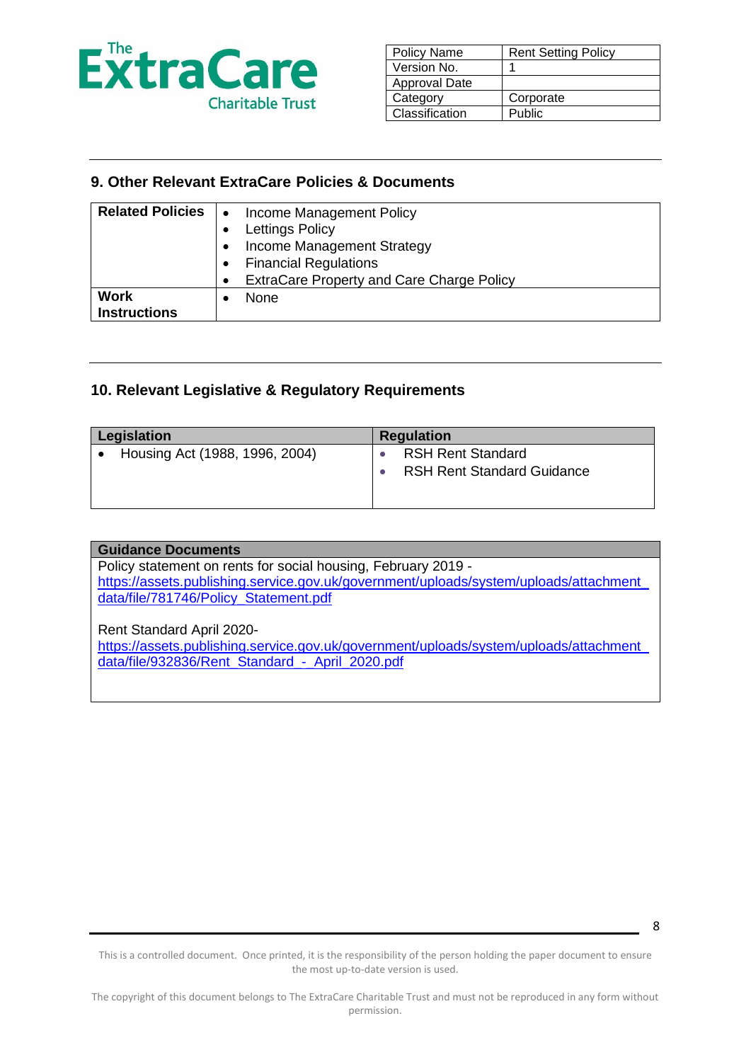| | |
|---|---|
| Policy Name | Rent Setting Policy |
| Version No. | 1 |
| Approval Date | |
| Category | Corporate |
| Classification | Public |

## 9. Other Relevant ExtraCare Policies & Documents

| | |
|---|---|
| **Related Policies** | • Income Management Policy<br>• Lettings Policy<br>• Income Management Strategy<br>• Financial Regulations<br>• ExtraCare Property and Care Charge Policy |
| **Work Instructions** | • None |

## 10. Relevant Legislative & Regulatory Requirements

| Legislation | Regulation |
|---|---|
| • Housing Act (1988, 1996, 2004) | • RSH Rent Standard<br>• RSH Rent Standard Guidance |

| Guidance Documents |
|---|
| Policy statement on rents for social housing, February 2019 - https://assets.publishing.service.gov.uk/government/uploads/system/uploads/attachment_data/file/781746/Policy_Statement.pdf<br><br>Rent Standard April 2020- https://assets.publishing.service.gov.uk/government/uploads/system/uploads/attachment_data/file/932836/Rent_Standard_-_April_2020.pdf |

This is a controlled document. Once printed, it is the responsibility of the person holding the paper document to ensure the most up-to-date version is used.

The copyright of this document belongs to The ExtraCare Charitable Trust and must not be reproduced in any form without permission.